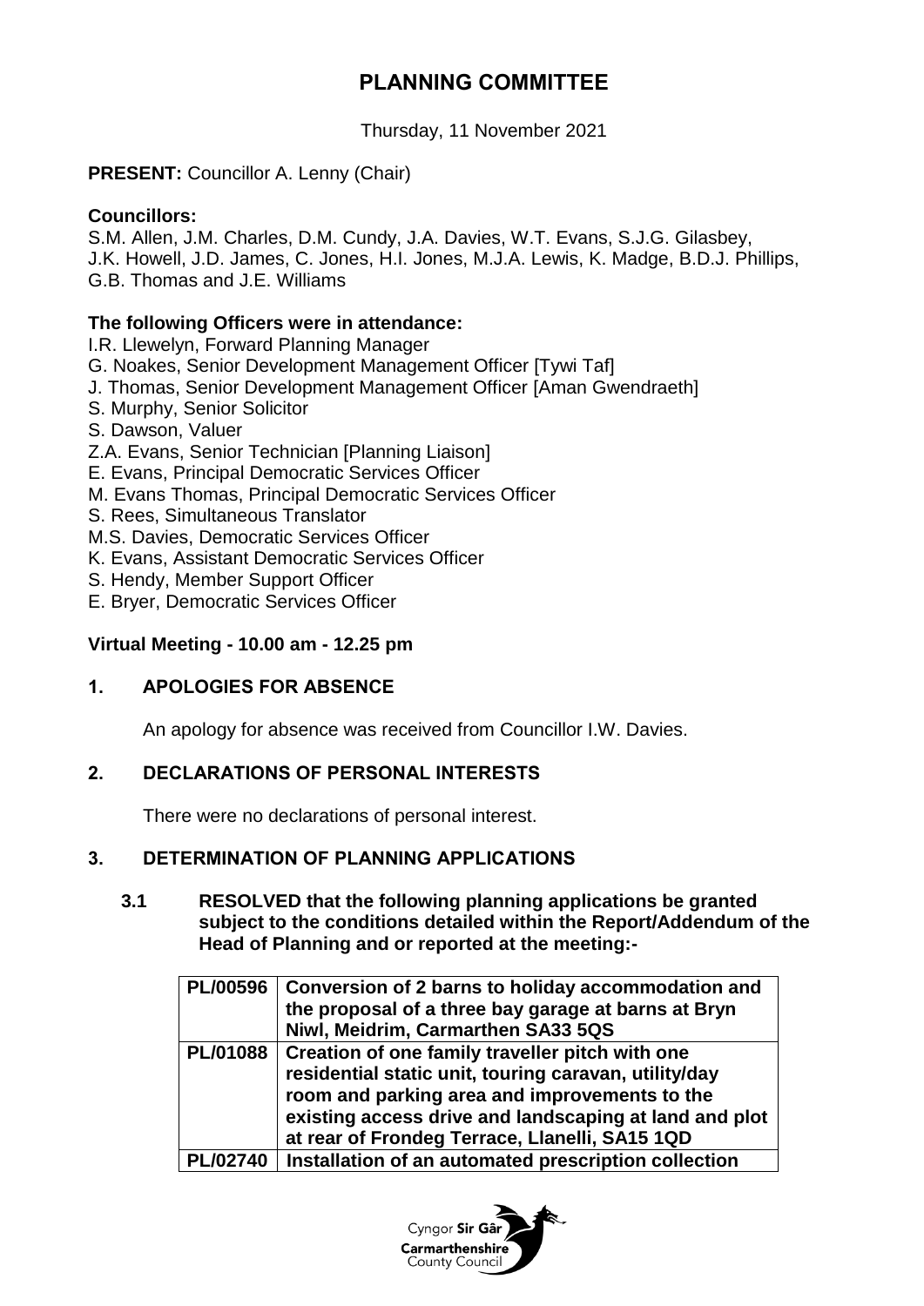# PLANNING COMMITTEE

Thursday, 11 November 2021

**PRESENT:** Councillor A. Lenny (Chair)

**Councillors:**

S.M. Allen, J.M. Charles, D.M. Cundy, J.A. Davies, W.T. Evans, S.J.G. Gilasbey, J.K. Howell, J.D. James, C. Jones, H.I. Jones, M.J.A. Lewis, K. Madge, B.D.J. Phillips, G.B. Thomas and J.E. Williams

**The following Officers were in attendance:**

I.R. Llewelyn, Forward Planning Manager
G. Noakes, Senior Development Management Officer [Tywi Taf]
J. Thomas, Senior Development Management Officer [Aman Gwendraeth]
S. Murphy, Senior Solicitor
S. Dawson, Valuer
Z.A. Evans, Senior Technician [Planning Liaison]
E. Evans, Principal Democratic Services Officer
M. Evans Thomas, Principal Democratic Services Officer
S. Rees, Simultaneous Translator
M.S. Davies, Democratic Services Officer
K. Evans, Assistant Democratic Services Officer
S. Hendy, Member Support Officer
E. Bryer, Democratic Services Officer

**Virtual Meeting - 10.00 am - 12.25 pm**

## 1. APOLOGIES FOR ABSENCE

An apology for absence was received from Councillor I.W. Davies.

## 2. DECLARATIONS OF PERSONAL INTERESTS

There were no declarations of personal interest.

## 3. DETERMINATION OF PLANNING APPLICATIONS

**3.1 RESOLVED that the following planning applications be granted subject to the conditions detailed within the Report/Addendum of the Head of Planning and or reported at the meeting:-**

| | |
|---|---|
| **PL/00596** | **Conversion of 2 barns to holiday accommodation and the proposal of a three bay garage at barns at Bryn Niwl, Meidrim, Carmarthen SA33 5QS** |
| **PL/01088** | **Creation of one family traveller pitch with one residential static unit, touring caravan, utility/day room and parking area and improvements to the existing access drive and landscaping at land and plot at rear of Frondeg Terrace, Llanelli, SA15 1QD** |
| **PL/02740** | **Installation of an automated prescription collection** |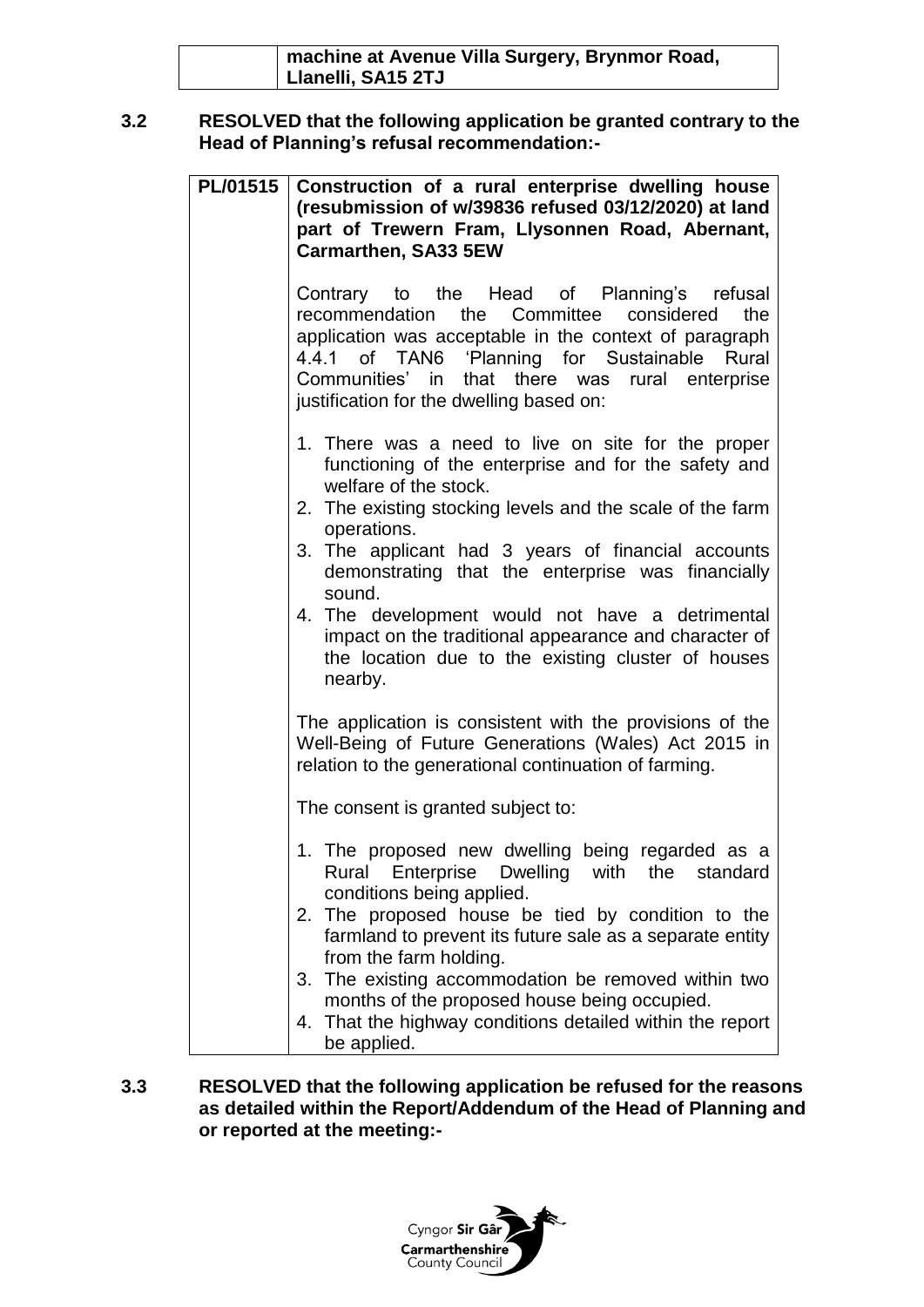| | machine at Avenue Villa Surgery, Brynmor Road, Llanelli, SA15 2TJ |
|---|---|

**3.2 RESOLVED that the following application be granted contrary to the Head of Planning's refusal recommendation:-**

| PL/01515 | **Construction of a rural enterprise dwelling house (resubmission of w/39836 refused 03/12/2020) at land part of Trewern Fram, Llysonnen Road, Abernant, Carmarthen, SA33 5EW**<br><br>Contrary to the Head of Planning's refusal recommendation the Committee considered the application was acceptable in the context of paragraph 4.4.1 of TAN6 'Planning for Sustainable Rural Communities' in that there was rural enterprise justification for the dwelling based on:<br><br>1. There was a need to live on site for the proper functioning of the enterprise and for the safety and welfare of the stock.<br>2. The existing stocking levels and the scale of the farm operations.<br>3. The applicant had 3 years of financial accounts demonstrating that the enterprise was financially sound.<br>4. The development would not have a detrimental impact on the traditional appearance and character of the location due to the existing cluster of houses nearby.<br><br>The application is consistent with the provisions of the Well-Being of Future Generations (Wales) Act 2015 in relation to the generational continuation of farming.<br><br>The consent is granted subject to:<br><br>1. The proposed new dwelling being regarded as a Rural Enterprise Dwelling with the standard conditions being applied.<br>2. The proposed house be tied by condition to the farmland to prevent its future sale as a separate entity from the farm holding.<br>3. The existing accommodation be removed within two months of the proposed house being occupied.<br>4. That the highway conditions detailed within the report be applied. |
|---|---|

**3.3 RESOLVED that the following application be refused for the reasons as detailed within the Report/Addendum of the Head of Planning and or reported at the meeting:-**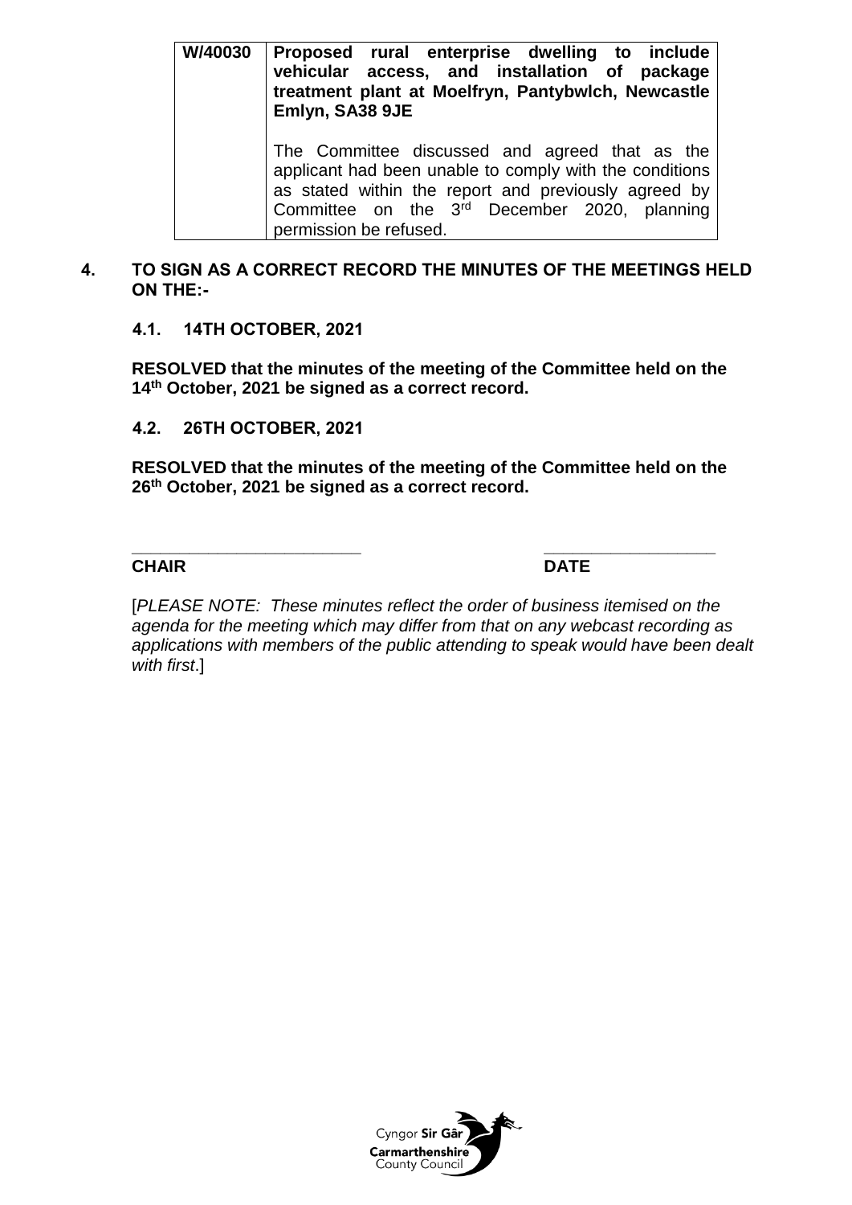| | |
|---|---|
| **W/40030** | **Proposed rural enterprise dwelling to include vehicular access, and installation of package treatment plant at Moelfryn, Pantybwlch, Newcastle Emlyn, SA38 9JE**<br><br>The Committee discussed and agreed that as the applicant had been unable to comply with the conditions as stated within the report and previously agreed by Committee on the 3rd December 2020, planning permission be refused. |

## 4. TO SIGN AS A CORRECT RECORD THE MINUTES OF THE MEETINGS HELD ON THE:-

### 4.1. 14TH OCTOBER, 2021

**RESOLVED that the minutes of the meeting of the Committee held on the 14th October, 2021 be signed as a correct record.**

### 4.2. 26TH OCTOBER, 2021

**RESOLVED that the minutes of the meeting of the Committee held on the 26th October, 2021 be signed as a correct record.**

________________________ ________________________

**CHAIR** **DATE**

[*PLEASE NOTE: These minutes reflect the order of business itemised on the agenda for the meeting which may differ from that on any webcast recording as applications with members of the public attending to speak would have been dealt with first*.]

Cyngor **Sir Gâr**
**Carmarthenshire**
County Council